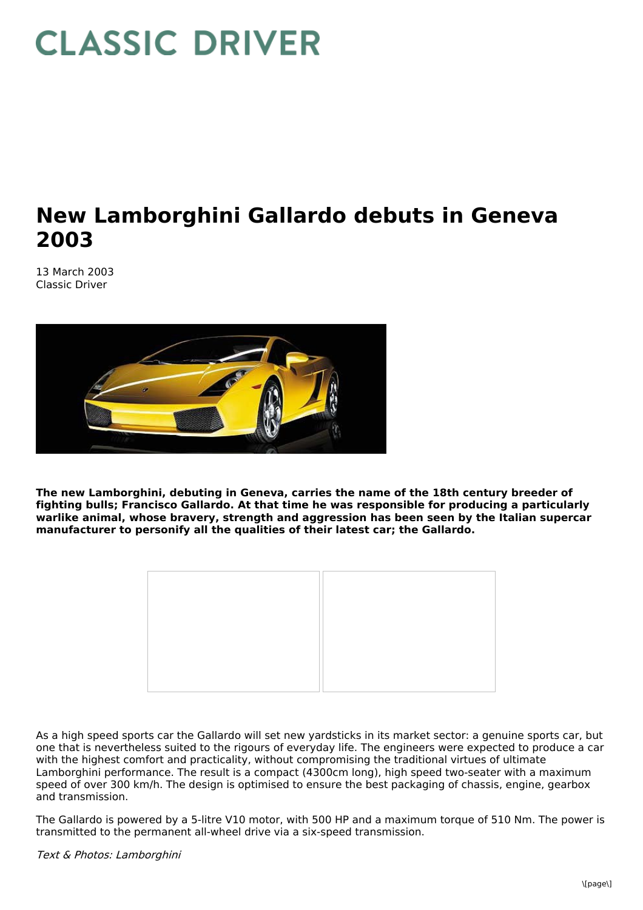# CLASSIC DRIVER

# New Lamborghini Gallardo debuts in Geneva 2003

13 March 2003
Classic Driver

**The new Lamborghini, debuting in Geneva, carries the name of the 18th century breeder of fighting bulls; Francisco Gallardo. At that time he was responsible for producing a particularly warlike animal, whose bravery, strength and aggression has been seen by the Italian supercar manufacturer to personify all the qualities of their latest car; the Gallardo.**

As a high speed sports car the Gallardo will set new yardsticks in its market sector: a genuine sports car, but one that is nevertheless suited to the rigours of everyday life. The engineers were expected to produce a car with the highest comfort and practicality, without compromising the traditional virtues of ultimate Lamborghini performance. The result is a compact (4300cm long), high speed two-seater with a maximum speed of over 300 km/h. The design is optimised to ensure the best packaging of chassis, engine, gearbox and transmission.

The Gallardo is powered by a 5-litre V10 motor, with 500 HP and a maximum torque of 510 Nm. The power is transmitted to the permanent all-wheel drive via a six-speed transmission.

*Text & Photos: Lamborghini*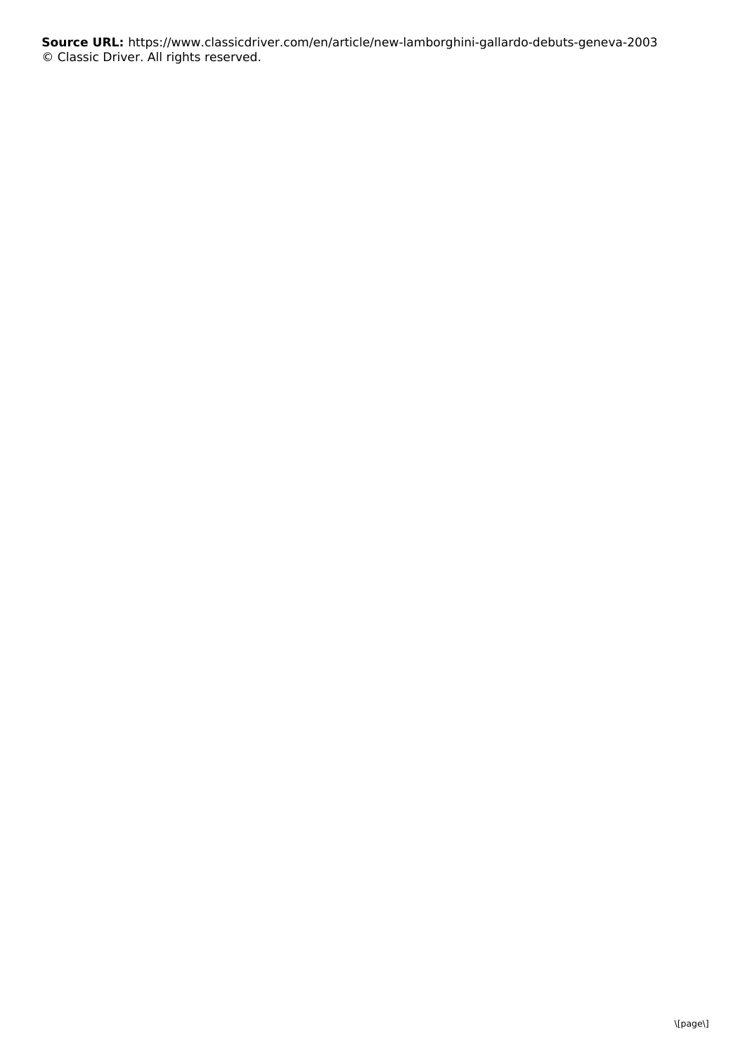**Source URL:** https://www.classicdriver.com/en/article/new-lamborghini-gallardo-debuts-geneva-2003
© Classic Driver. All rights reserved.